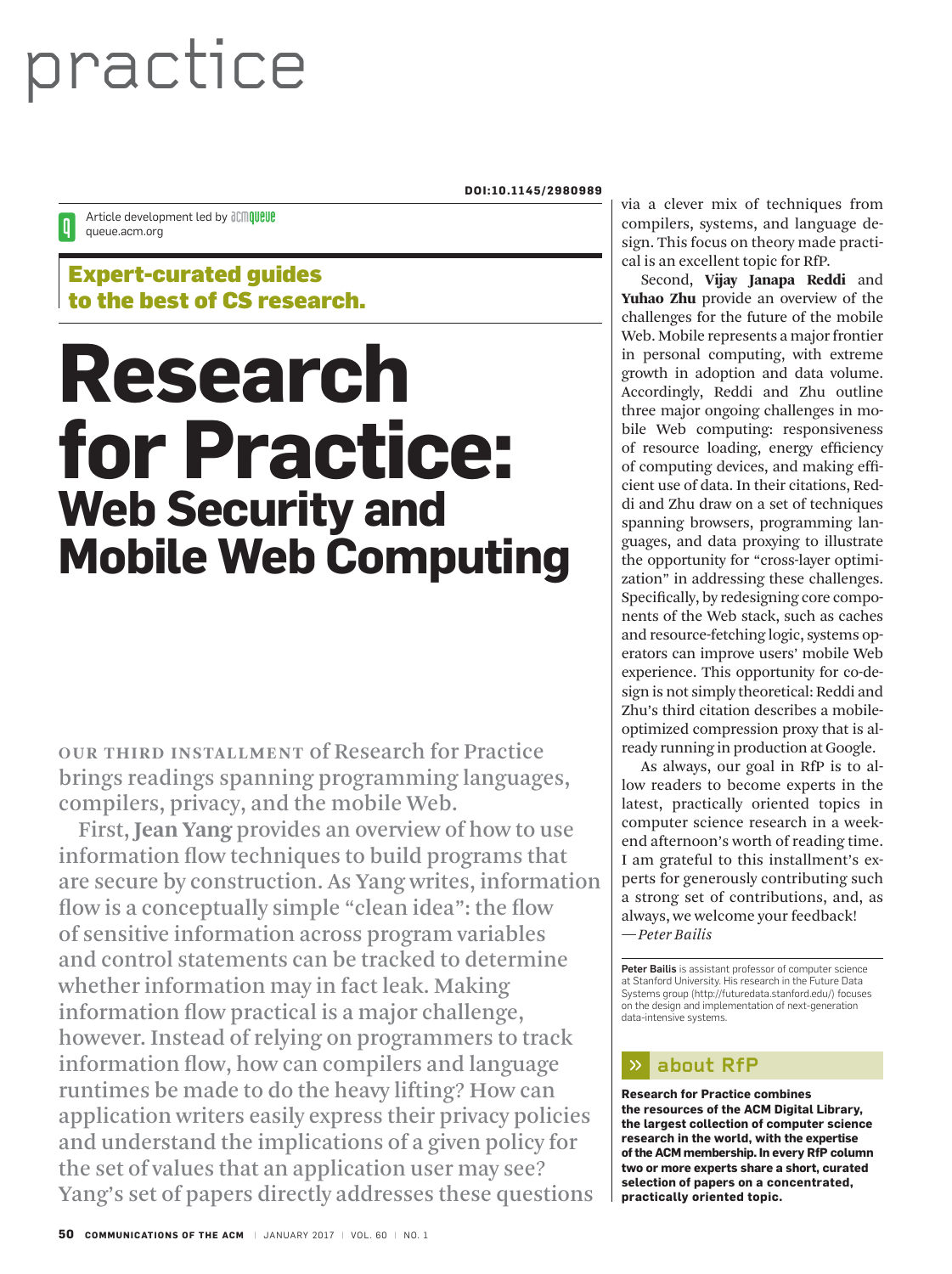# practice

DOI:10.1145/2980989

Article development led by acmqueue
queue.acm.org

**Expert-curated guides to the best of CS research.**

# Research for Practice: Web Security and Mobile Web Computing

OUR THIRD INSTALLMENT of Research for Practice brings readings spanning programming languages, compilers, privacy, and the mobile Web.

First, **Jean Yang** provides an overview of how to use information flow techniques to build programs that are secure by construction. As Yang writes, information flow is a conceptually simple "clean idea": the flow of sensitive information across program variables and control statements can be tracked to determine whether information may in fact leak. Making information flow practical is a major challenge, however. Instead of relying on programmers to track information flow, how can compilers and language runtimes be made to do the heavy lifting? How can application writers easily express their privacy policies and understand the implications of a given policy for the set of values that an application user may see? Yang's set of papers directly addresses these questions via a clever mix of techniques from compilers, systems, and language design. This focus on theory made practical is an excellent topic for RfP.

Second, **Vijay Janapa Reddi** and **Yuhao Zhu** provide an overview of the challenges for the future of the mobile Web. Mobile represents a major frontier in personal computing, with extreme growth in adoption and data volume. Accordingly, Reddi and Zhu outline three major ongoing challenges in mobile Web computing: responsiveness of resource loading, energy efficiency of computing devices, and making efficient use of data. In their citations, Reddi and Zhu draw on a set of techniques spanning browsers, programming languages, and data proxying to illustrate the opportunity for "cross-layer optimization" in addressing these challenges. Specifically, by redesigning core components of the Web stack, such as caches and resource-fetching logic, systems operators can improve users' mobile Web experience. This opportunity for co-design is not simply theoretical: Reddi and Zhu's third citation describes a mobile-optimized compression proxy that is already running in production at Google.

As always, our goal in RfP is to allow readers to become experts in the latest, practically oriented topics in computer science research in a weekend afternoon's worth of reading time. I am grateful to this installment's experts for generously contributing such a strong set of contributions, and, as always, we welcome your feedback!
—*Peter Bailis*

**Peter Bailis** is assistant professor of computer science at Stanford University. His research in the Future Data Systems group (http://futuredata.stanford.edu/) focuses on the design and implementation of next-generation data-intensive systems.

## » about RfP

**Research for Practice combines the resources of the ACM Digital Library, the largest collection of computer science research in the world, with the expertise of the ACM membership. In every RfP column two or more experts share a short, curated selection of papers on a concentrated, practically oriented topic.**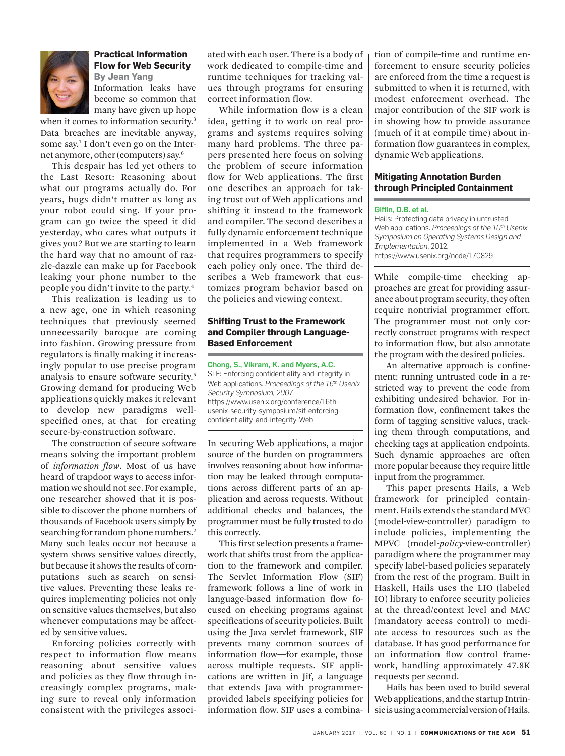## Practical Information Flow for Web Security

**By Jean Yang**

Information leaks have become so common that many have given up hope when it comes to information security.[3] Data breaches are inevitable anyway, some say.[1] I don't even go on the Internet anymore, other (computers) say.[6]

This despair has led yet others to the Last Resort: Reasoning about what our programs actually do. For years, bugs didn't matter as long as your robot could sing. If your program can go twice the speed it did yesterday, who cares what outputs it gives you? But we are starting to learn the hard way that no amount of razzle-dazzle can make up for Facebook leaking your phone number to the people you didn't invite to the party.[4]

This realization is leading us to a new age, one in which reasoning techniques that previously seemed unnecessarily baroque are coming into fashion. Growing pressure from regulators is finally making it increasingly popular to use precise program analysis to ensure software security.[5] Growing demand for producing Web applications quickly makes it relevant to develop new paradigms—well-specified ones, at that—for creating secure-by-construction software.

The construction of secure software means solving the important problem of *information flow*. Most of us have heard of trapdoor ways to access information we should not see. For example, one researcher showed that it is possible to discover the phone numbers of thousands of Facebook users simply by searching for random phone numbers.[2] Many such leaks occur not because a system shows sensitive values directly, but because it shows the results of computations—such as search—on sensitive values. Preventing these leaks requires implementing policies not only on sensitive values themselves, but also whenever computations may be affected by sensitive values.

Enforcing policies correctly with respect to information flow means reasoning about sensitive values and policies as they flow through increasingly complex programs, making sure to reveal only information consistent with the privileges associated with each user. There is a body of work dedicated to compile-time and runtime techniques for tracking values through programs for ensuring correct information flow.

While information flow is a clean idea, getting it to work on real programs and systems requires solving many hard problems. The three papers presented here focus on solving the problem of secure information flow for Web applications. The first one describes an approach for taking trust out of Web applications and shifting it instead to the framework and compiler. The second describes a fully dynamic enforcement technique implemented in a Web framework that requires programmers to specify each policy only once. The third describes a Web framework that customizes program behavior based on the policies and viewing context.

### Shifting Trust to the Framework and Compiler through Language-Based Enforcement

**Chong, S., Vikram, K. and Myers, A.C.**
SIF: Enforcing confidentiality and integrity in Web applications. *Proceedings of the 16th Usenix Security Symposium, 2007.*
https://www.usenix.org/conference/16th-usenix-security-symposium/sif-enforcing-confidentiality-and-integrity-Web

In securing Web applications, a major source of the burden on programmers involves reasoning about how information may be leaked through computations across different parts of an application and across requests. Without additional checks and balances, the programmer must be fully trusted to do this correctly.

This first selection presents a framework that shifts trust from the application to the framework and compiler. The Servlet Information Flow (SIF) framework follows a line of work in language-based information flow focused on checking programs against specifications of security policies. Built using the Java servlet framework, SIF prevents many common sources of information flow—for example, those across multiple requests. SIF applications are written in Jif, a language that extends Java with programmer-provided labels specifying policies for information flow. SIF uses a combination of compile-time and runtime enforcement to ensure security policies are enforced from the time a request is submitted to when it is returned, with modest enforcement overhead. The major contribution of the SIF work is in showing how to provide assurance (much of it at compile time) about information flow guarantees in complex, dynamic Web applications.

### Mitigating Annotation Burden through Principled Containment

**Giffin, D.B. et al.**
Hails: Protecting data privacy in untrusted Web applications. *Proceedings of the 10th Usenix Symposium on Operating Systems Design and Implementation*, 2012.
https://www.usenix.org/node/170829

While compile-time checking approaches are great for providing assurance about program security, they often require nontrivial programmer effort. The programmer must not only correctly construct programs with respect to information flow, but also annotate the program with the desired policies.

An alternative approach is confinement: running untrusted code in a restricted way to prevent the code from exhibiting undesired behavior. For information flow, confinement takes the form of tagging sensitive values, tracking them through computations, and checking tags at application endpoints. Such dynamic approaches are often more popular because they require little input from the programmer.

This paper presents Hails, a Web framework for principled containment. Hails extends the standard MVC (model-view-controller) paradigm to include policies, implementing the MPVC (model-*policy*-view-controller) paradigm where the programmer may specify label-based policies separately from the rest of the program. Built in Haskell, Hails uses the LIO (labeled IO) library to enforce security policies at the thread/context level and MAC (mandatory access control) to mediate access to resources such as the database. It has good performance for an information flow control framework, handling approximately 47.8K requests per second.

Hails has been used to build several Web applications, and the startup Intrinsic is using a commercial version of Hails.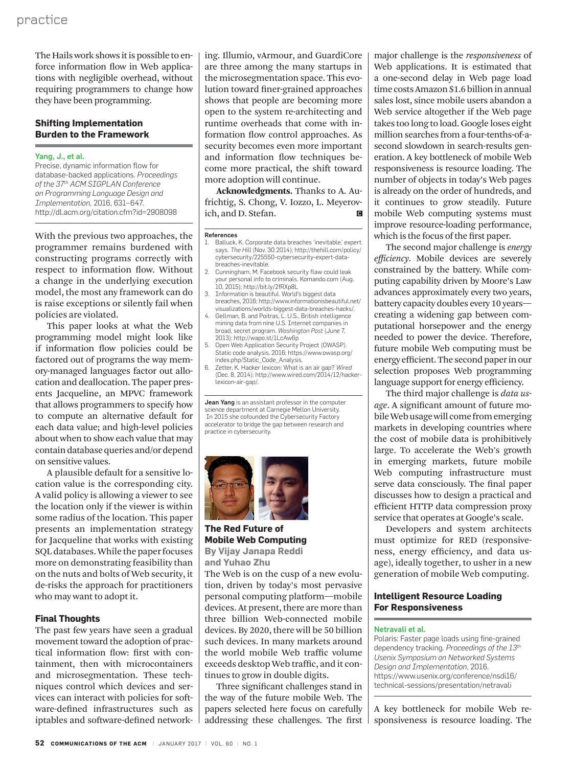The Hails work shows it is possible to enforce information flow in Web applications with negligible overhead, without requiring programmers to change how they have been programming.

### Shifting Implementation Burden to the Framework

**Yang, J., et al.**
Precise, dynamic information flow for database-backed applications. *Proceedings of the 37th ACM SIGPLAN Conference on Programming Language Design and Implementation*, 2016, 631–647. http://dl.acm.org/citation.cfm?id=2908098

With the previous two approaches, the programmer remains burdened with constructing programs correctly with respect to information flow. Without a change in the underlying execution model, the most any framework can do is raise exceptions or silently fail when policies are violated.

This paper looks at what the Web programming model might look like if information flow policies could be factored out of programs the way memory-managed languages factor out allocation and deallocation. The paper presents Jacqueline, an MPVC framework that allows programmers to specify how to compute an alternative default for each data value; and high-level policies about when to show each value that may contain database queries and/or depend on sensitive values.

A plausible default for a sensitive location value is the corresponding city. A valid policy is allowing a viewer to see the location only if the viewer is within some radius of the location. This paper presents an implementation strategy for Jacqueline that works with existing SQL databases. While the paper focuses more on demonstrating feasibility than on the nuts and bolts of Web security, it de-risks the approach for practitioners who may want to adopt it.

### Final Thoughts

The past few years have seen a gradual movement toward the adoption of practical information flow: first with containment, then with microcontainers and microsegmentation. These techniques control which devices and services can interact with policies for software-defined infrastructures such as iptables and software-defined networking. Illumio, vArmour, and GuardiCore are three among the many startups in the microsegmentation space. This evolution toward finer-grained approaches shows that people are becoming more open to the system re-architecting and runtime overheads that come with information flow control approaches. As security becomes even more important and information flow techniques become more practical, the shift toward more adoption will continue.

**Acknowledgments.** Thanks to A. Aufrichtig, S. Chong, V. Iozzo, L. Meyerovich, and D. Stefan.

**References**

1. Balluck, K. Corporate data breaches 'inevitable,' expert says. *The Hill* (Nov. 30 2014); http://thehill.com/policy/cybersecurity/225550-cybersecurity-expert-data-breaches-inevitable.
2. Cunningham, M. Facebook security flaw could leak your personal info to criminals. Komando.com (Aug. 10, 2015); http://bit.ly/2fRXp8L
3. Information is beautiful. World's biggest data breaches, 2016; http://www.informationisbeautiful.net/visualizations/worlds-biggest-data-breaches-hacks/.
4. Gellman, B. and Poitras, L. U.S., British intelligence mining data from nine U.S. Internet companies in broad, secret program. *Washington Post* (June 7, 2013); http://wapo.st/1LcAw6p
5. Open Web Application Security Project (OWASP). Static code analysis, 2016; https://www.owasp.org/index.php/Static_Code_Analysis.
6. Zetter, K. Hacker lexicon: What is an air gap? *Wired* (Dec. 8, 2014); http://www.wired.com/2014/12/hacker-lexicon-air-gap/.

**Jean Yang** is an assistant professor in the computer science department at Carnegie Mellon University. In 2015 she cofounded the Cybersecurity Factory accelerator to bridge the gap between research and practice in cybersecurity.

## The Red Future of Mobile Web Computing

**By Vijay Janapa Reddi and Yuhao Zhu**

The Web is on the cusp of a new evolution, driven by today's most pervasive personal computing platform—mobile devices. At present, there are more than three billion Web-connected mobile devices. By 2020, there will be 50 billion such devices. In many markets around the world mobile Web traffic volume exceeds desktop Web traffic, and it continues to grow in double digits.

Three significant challenges stand in the way of the future mobile Web. The papers selected here focus on carefully addressing these challenges. The first major challenge is the *responsiveness* of Web applications. It is estimated that a one-second delay in Web page load time costs Amazon $1.6 billion in annual sales lost, since mobile users abandon a Web service altogether if the Web page takes too long to load. Google loses eight million searches from a four-tenths-of-a-second slowdown in search-results generation. A key bottleneck of mobile Web responsiveness is resource loading. The number of objects in today's Web pages is already on the order of hundreds, and it continues to grow steadily. Future mobile Web computing systems must improve resource-loading performance, which is the focus of the first paper.

The second major challenge is *energy efficiency*. Mobile devices are severely constrained by the battery. While computing capability driven by Moore's Law advances approximately every two years, battery capacity doubles every 10 years—creating a widening gap between computational horsepower and the energy needed to power the device. Therefore, future mobile Web computing must be energy efficient. The second paper in our selection proposes Web programming language support for energy efficiency.

The third major challenge is *data usage*. A significant amount of future mobile Web usage will come from emerging markets in developing countries where the cost of mobile data is prohibitively large. To accelerate the Web's growth in emerging markets, future mobile Web computing infrastructure must serve data consciously. The final paper discusses how to design a practical and efficient HTTP data compression proxy service that operates at Google's scale.

Developers and system architects must optimize for RED (responsiveness, energy efficiency, and data usage), ideally together, to usher in a new generation of mobile Web computing.

### Intelligent Resource Loading For Responsiveness

**Netravali et al.**
Polaris: Faster page loads using fine-grained dependency tracking. *Proceedings of the 13th Usenix Symposium on Networked Systems Design and Implementation*, 2016. https://www.usenix.org/conference/nsdi16/technical-sessions/presentation/netravali

A key bottleneck for mobile Web responsiveness is resource loading. The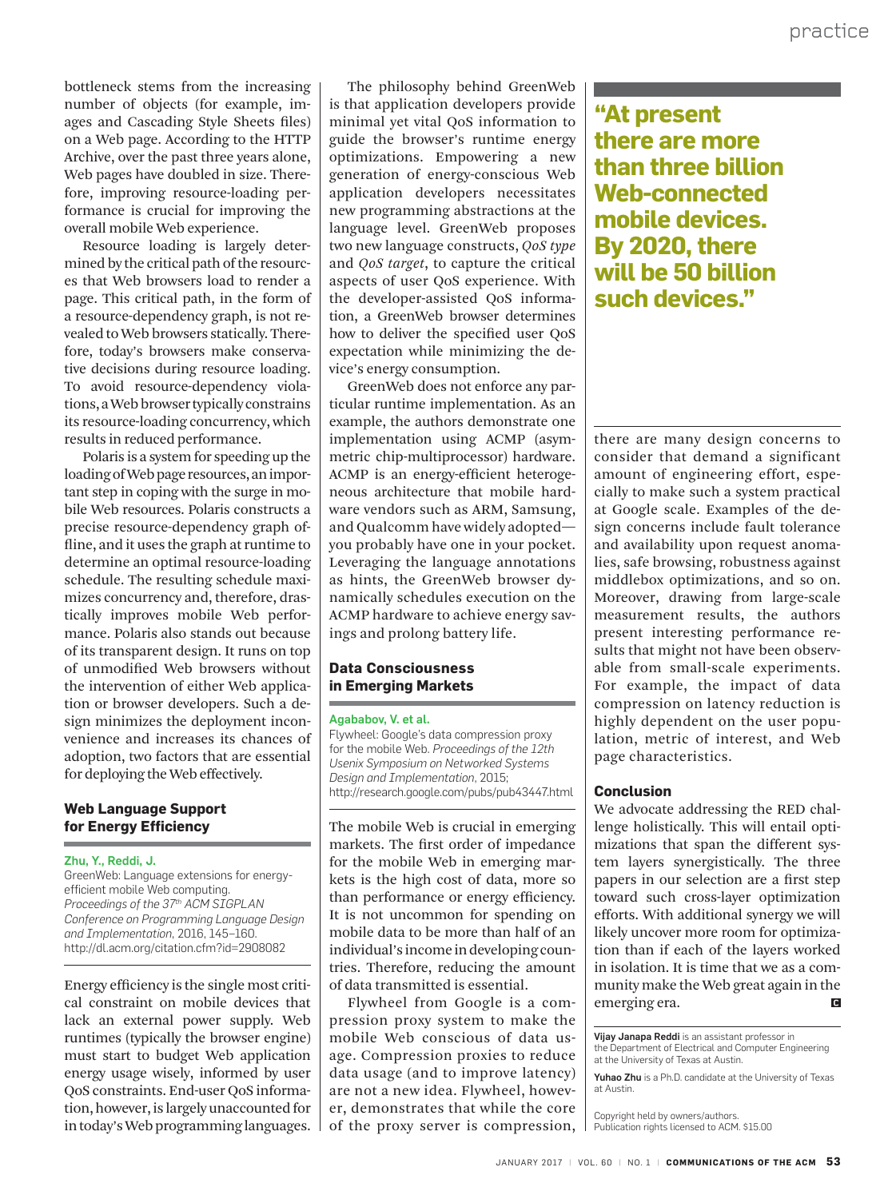bottleneck stems from the increasing number of objects (for example, images and Cascading Style Sheets files) on a Web page. According to the HTTP Archive, over the past three years alone, Web pages have doubled in size. Therefore, improving resource-loading performance is crucial for improving the overall mobile Web experience.

Resource loading is largely determined by the critical path of the resources that Web browsers load to render a page. This critical path, in the form of a resource-dependency graph, is not revealed to Web browsers statically. Therefore, today's browsers make conservative decisions during resource loading. To avoid resource-dependency violations, a Web browser typically constrains its resource-loading concurrency, which results in reduced performance.

Polaris is a system for speeding up the loading of Web page resources, an important step in coping with the surge in mobile Web resources. Polaris constructs a precise resource-dependency graph offline, and it uses the graph at runtime to determine an optimal resource-loading schedule. The resulting schedule maximizes concurrency and, therefore, drastically improves mobile Web performance. Polaris also stands out because of its transparent design. It runs on top of unmodified Web browsers without the intervention of either Web application or browser developers. Such a design minimizes the deployment inconvenience and increases its chances of adoption, two factors that are essential for deploying the Web effectively.

## Web Language Support for Energy Efficiency

**Zhu, Y., Reddi, J.**
GreenWeb: Language extensions for energy-efficient mobile Web computing. *Proceedings of the 37th ACM SIGPLAN Conference on Programming Language Design and Implementation*, 2016, 145–160.
http://dl.acm.org/citation.cfm?id=2908082

Energy efficiency is the single most critical constraint on mobile devices that lack an external power supply. Web runtimes (typically the browser engine) must start to budget Web application energy usage wisely, informed by user QoS constraints. End-user QoS information, however, is largely unaccounted for in today's Web programming languages.

The philosophy behind GreenWeb is that application developers provide minimal yet vital QoS information to guide the browser's runtime energy optimizations. Empowering a new generation of energy-conscious Web application developers necessitates new programming abstractions at the language level. GreenWeb proposes two new language constructs, *QoS type* and *QoS target*, to capture the critical aspects of user QoS experience. With the developer-assisted QoS information, a GreenWeb browser determines how to deliver the specified user QoS expectation while minimizing the device's energy consumption.

GreenWeb does not enforce any particular runtime implementation. As an example, the authors demonstrate one implementation using ACMP (asymmetric chip-multiprocessor) hardware. ACMP is an energy-efficient heterogeneous architecture that mobile hardware vendors such as ARM, Samsung, and Qualcomm have widely adopted—you probably have one in your pocket. Leveraging the language annotations as hints, the GreenWeb browser dynamically schedules execution on the ACMP hardware to achieve energy savings and prolong battery life.

## Data Consciousness in Emerging Markets

**Agababov, V. et al.**
Flywheel: Google's data compression proxy for the mobile Web. *Proceedings of the 12th Usenix Symposium on Networked Systems Design and Implementation*, 2015;
http://research.google.com/pubs/pub43447.html

The mobile Web is crucial in emerging markets. The first order of impedance for the mobile Web in emerging markets is the high cost of data, more so than performance or energy efficiency. It is not uncommon for spending on mobile data to be more than half of an individual's income in developing countries. Therefore, reducing the amount of data transmitted is essential.

Flywheel from Google is a compression proxy system to make the mobile Web conscious of data usage. Compression proxies to reduce data usage (and to improve latency) are not a new idea. Flywheel, however, demonstrates that while the core of the proxy server is compression, there are many design concerns to consider that demand a significant amount of engineering effort, especially to make such a system practical at Google scale. Examples of the design concerns include fault tolerance and availability upon request anomalies, safe browsing, robustness against middlebox optimizations, and so on. Moreover, drawing from large-scale measurement results, the authors present interesting performance results that might not have been observable from small-scale experiments. For example, the impact of data compression on latency reduction is highly dependent on the user population, metric of interest, and Web page characteristics.

**"At present there are more than three billion Web-connected mobile devices. By 2020, there will be 50 billion such devices."**

## Conclusion

We advocate addressing the RED challenge holistically. This will entail optimizations that span the different system layers synergistically. The three papers in our selection are a first step toward such cross-layer optimization efforts. With additional synergy we will likely uncover more room for optimization than if each of the layers worked in isolation. It is time that we as a community make the Web great again in the emerging era.

**Vijay Janapa Reddi** is an assistant professor in the Department of Electrical and Computer Engineering at the University of Texas at Austin.

**Yuhao Zhu** is a Ph.D. candidate at the University of Texas at Austin.

Copyright held by owners/authors.
Publication rights licensed to ACM. $15.00